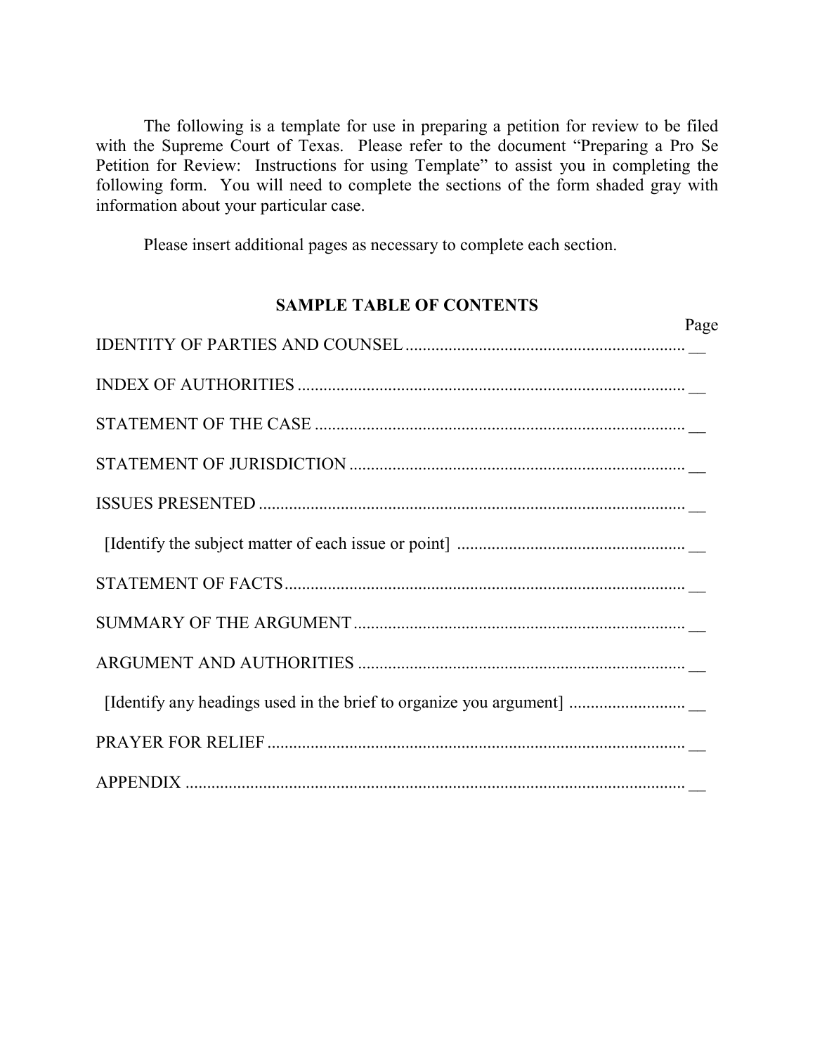The following is a template for use in preparing a petition for review to be filed with the Supreme Court of Texas. Please refer to the document "Preparing a Pro Se Petition for Review: Instructions for using Template" to assist you in completing the following form. You will need to complete the sections of the form shaded gray with information about your particular case.

Please insert additional pages as necessary to complete each section.

## SAMPLE TABLE OF CONTENTS

| | Page |
|---|---|
| IDENTITY OF PARTIES AND COUNSEL | __ |
| INDEX OF AUTHORITIES | __ |
| STATEMENT OF THE CASE | __ |
| STATEMENT OF JURISDICTION | __ |
| ISSUES PRESENTED | __ |
| [Identify the subject matter of each issue or point] | __ |
| STATEMENT OF FACTS | __ |
| SUMMARY OF THE ARGUMENT | __ |
| ARGUMENT AND AUTHORITIES | __ |
| [Identify any headings used in the brief to organize you argument] | __ |
| PRAYER FOR RELIEF | __ |
| APPENDIX | __ |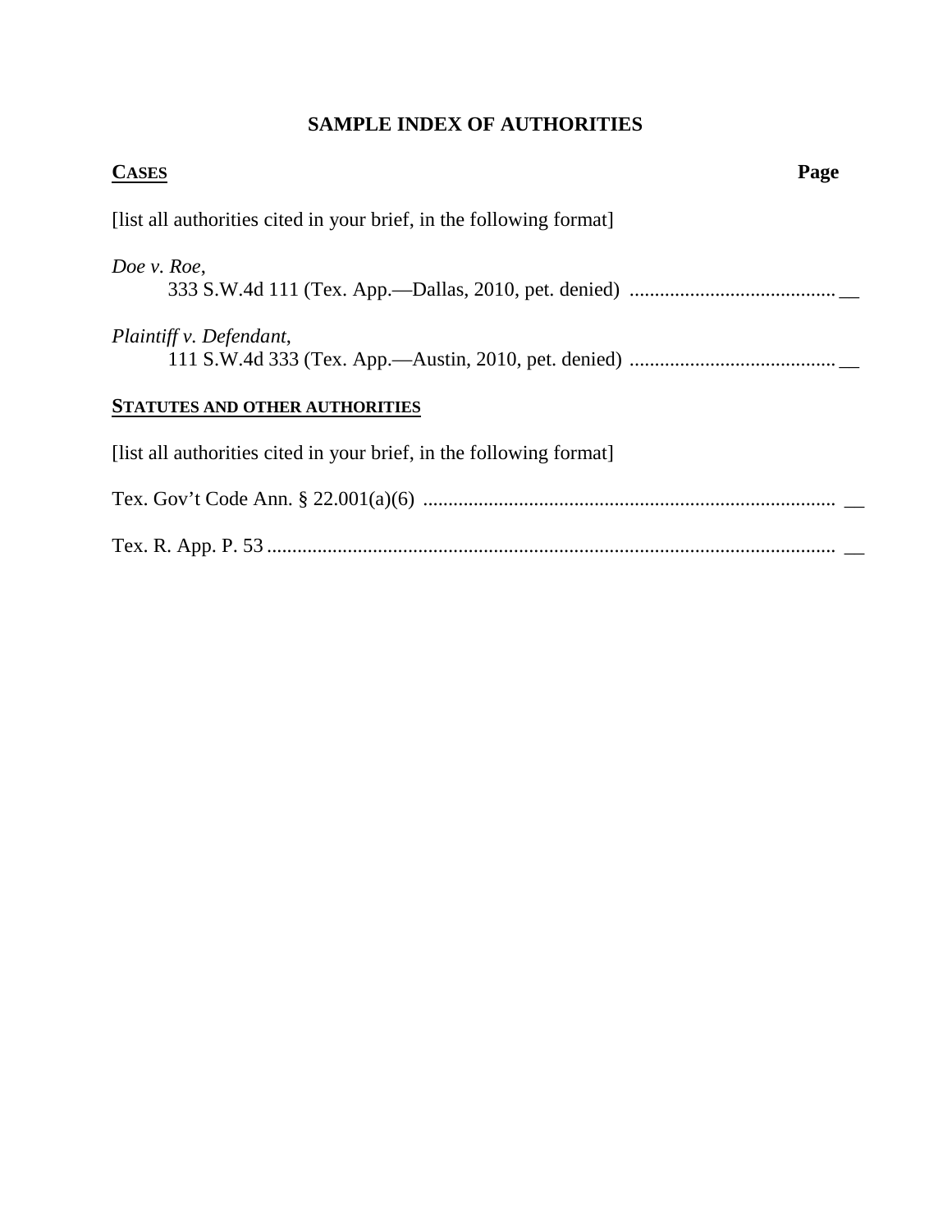# SAMPLE INDEX OF AUTHORITIES

**CASES** **Page**

[list all authorities cited in your brief, in the following format]

*Doe v. Roe*,
333 S.W.4d 111 (Tex. App.—Dallas, 2010, pet. denied) ......................................... __

*Plaintiff v. Defendant*,
111 S.W.4d 333 (Tex. App.—Austin, 2010, pet. denied) ......................................... __

**STATUTES AND OTHER AUTHORITIES**

[list all authorities cited in your brief, in the following format]

Tex. Gov't Code Ann. § 22.001(a)(6) ................................................................................. __

Tex. R. App. P. 53 ................................................................................................................ __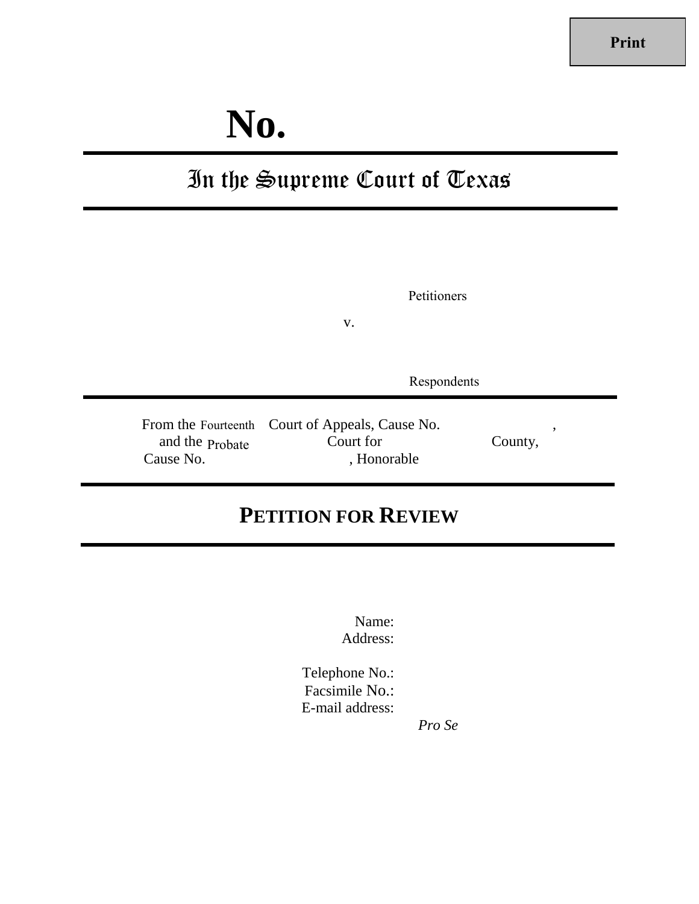Print

# No.

## In the Supreme Court of Texas

Petitioners

v.

Respondents

From the Fourteenth Court of Appeals, Cause No. ,
and the Probate Court for County,
Cause No. , Honorable

## PETITION FOR REVIEW

Name:
Address:

Telephone No.:
Facsimile No.:
E-mail address:

*Pro Se*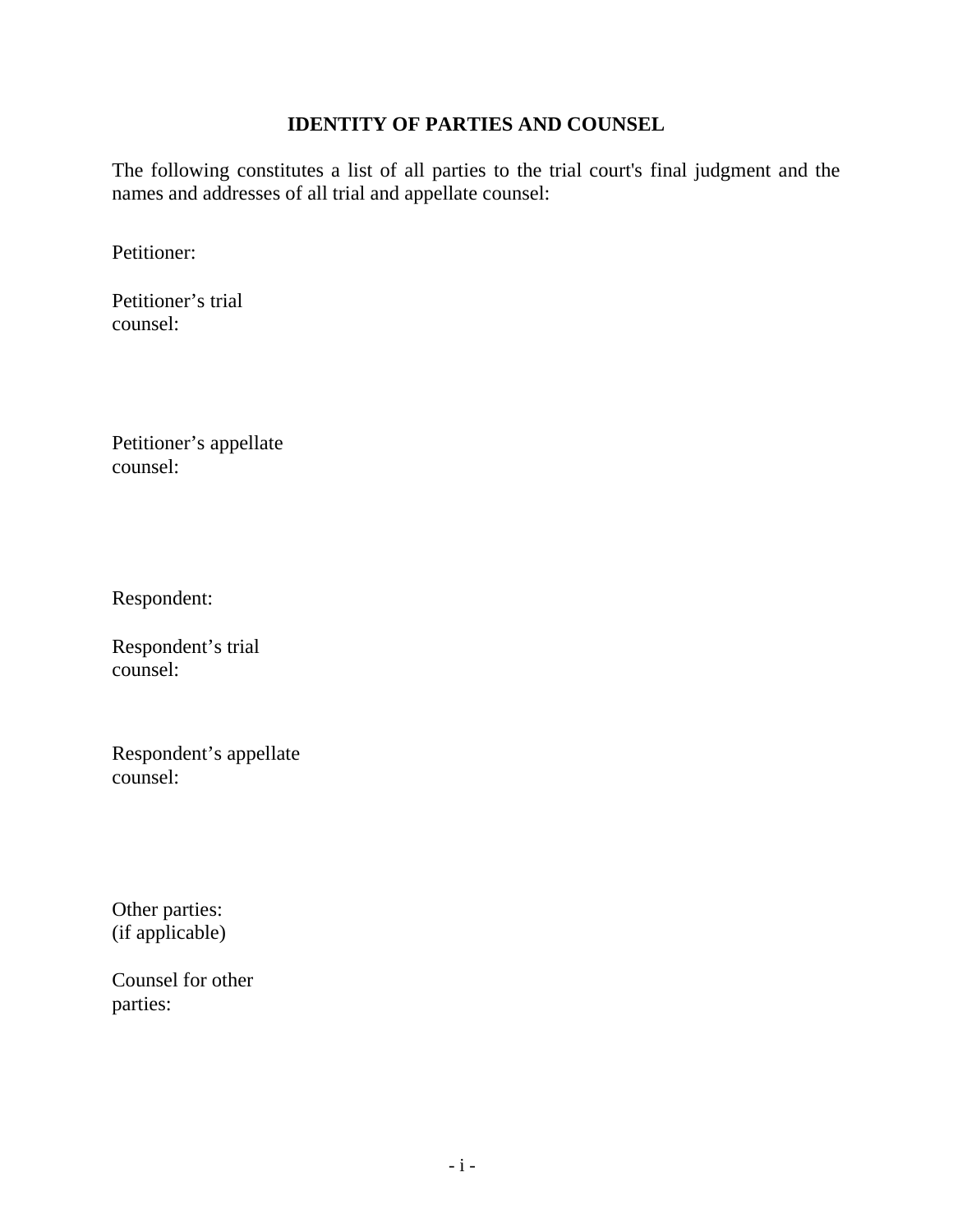## IDENTITY OF PARTIES AND COUNSEL

The following constitutes a list of all parties to the trial court's final judgment and the names and addresses of all trial and appellate counsel:

Petitioner:

Petitioner's trial counsel:

Petitioner's appellate counsel:

Respondent:

Respondent's trial counsel:

Respondent's appellate counsel:

Other parties: (if applicable)

Counsel for other parties: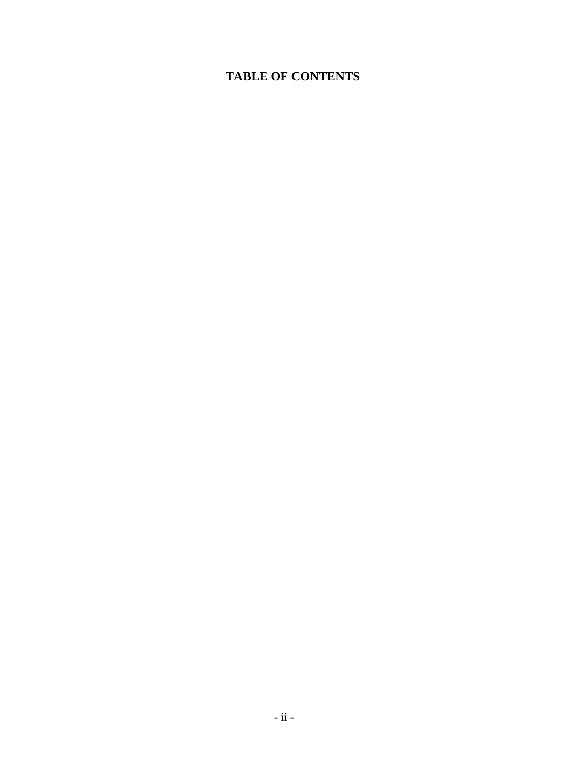# TABLE OF CONTENTS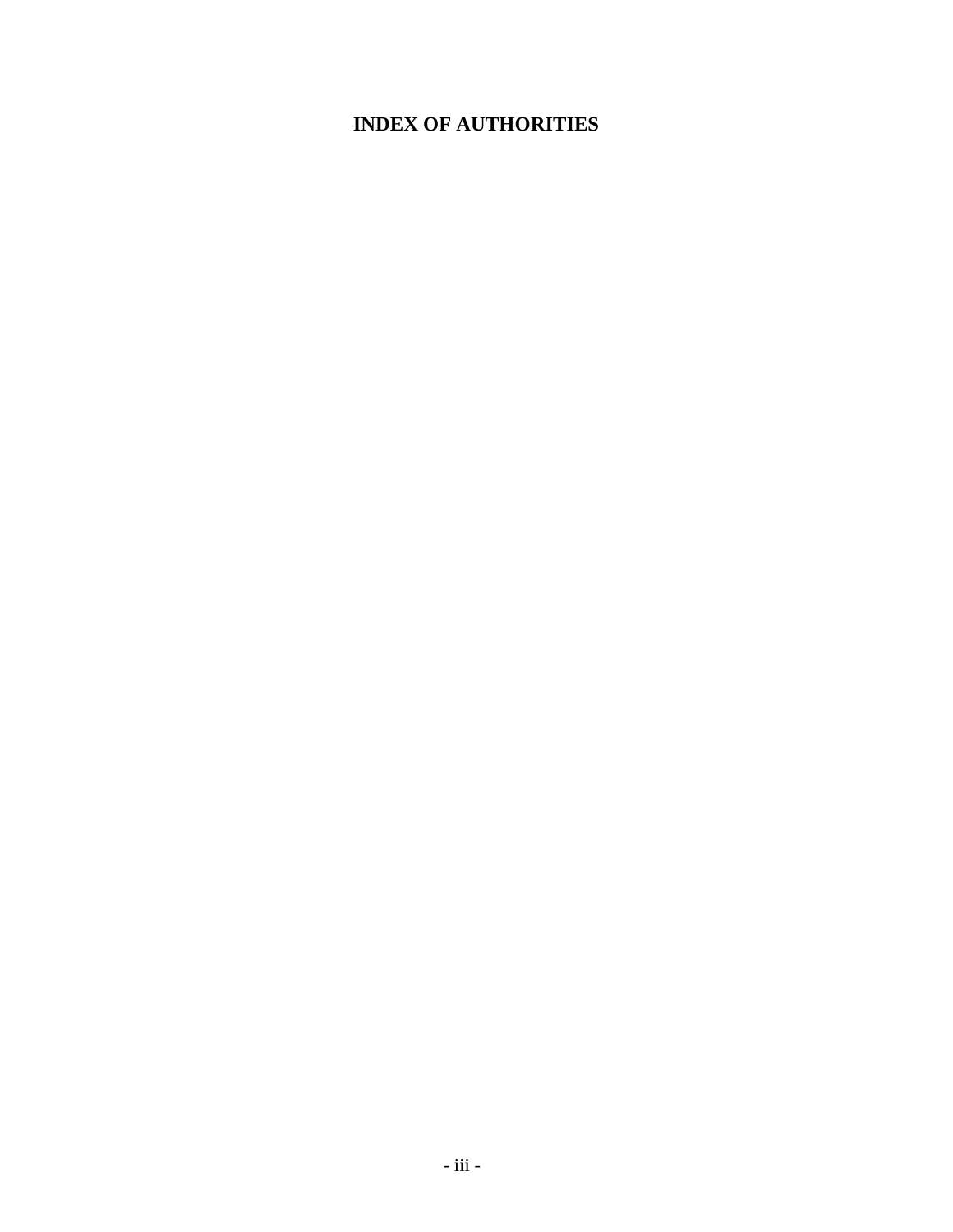# INDEX OF AUTHORITIES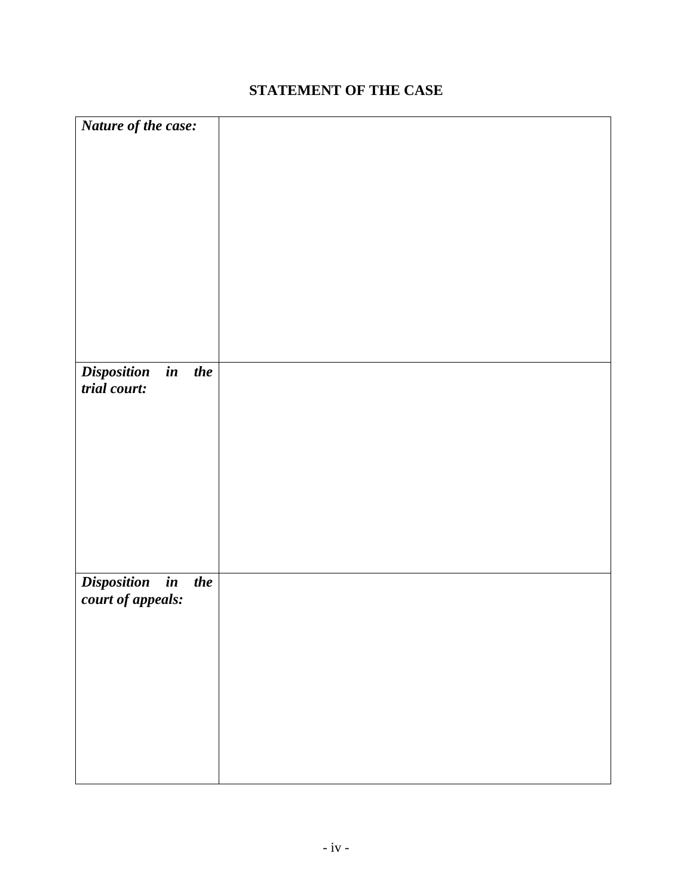## STATEMENT OF THE CASE

| | |
|---|---|
| ***Nature of the case:*** | |
| ***Disposition in the trial court:*** | |
| ***Disposition in the court of appeals:*** | |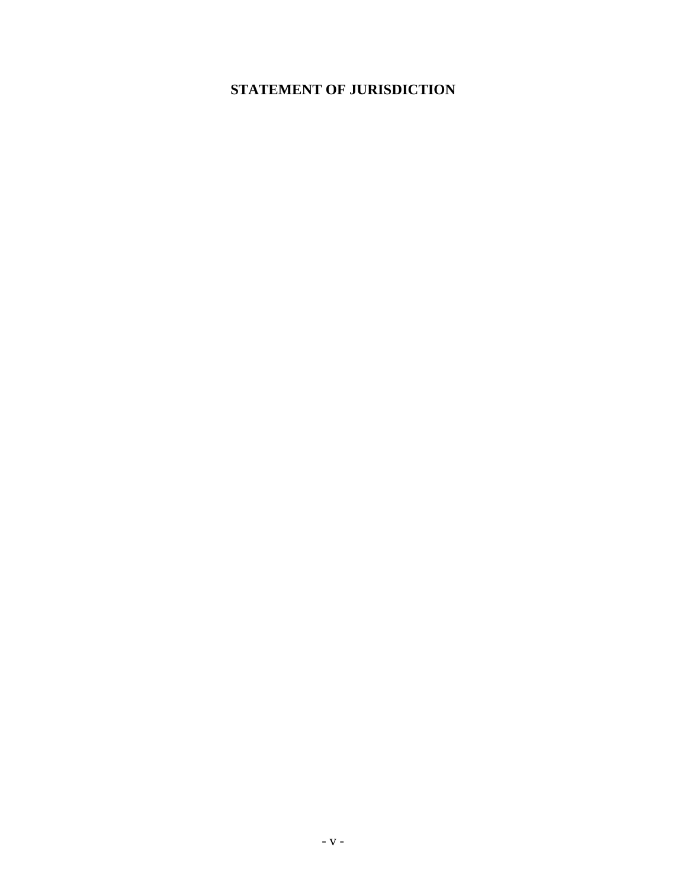# STATEMENT OF JURISDICTION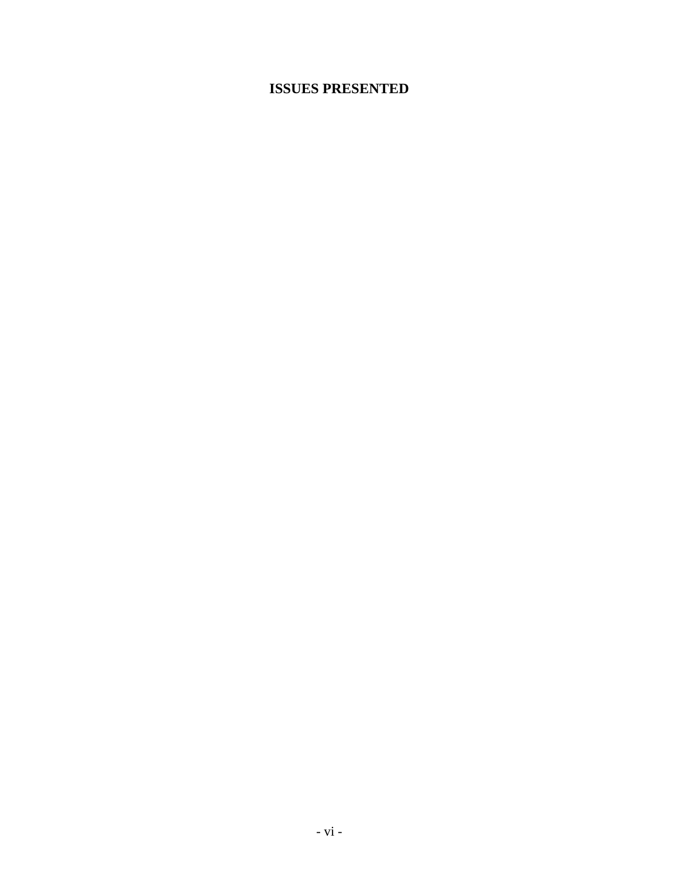# ISSUES PRESENTED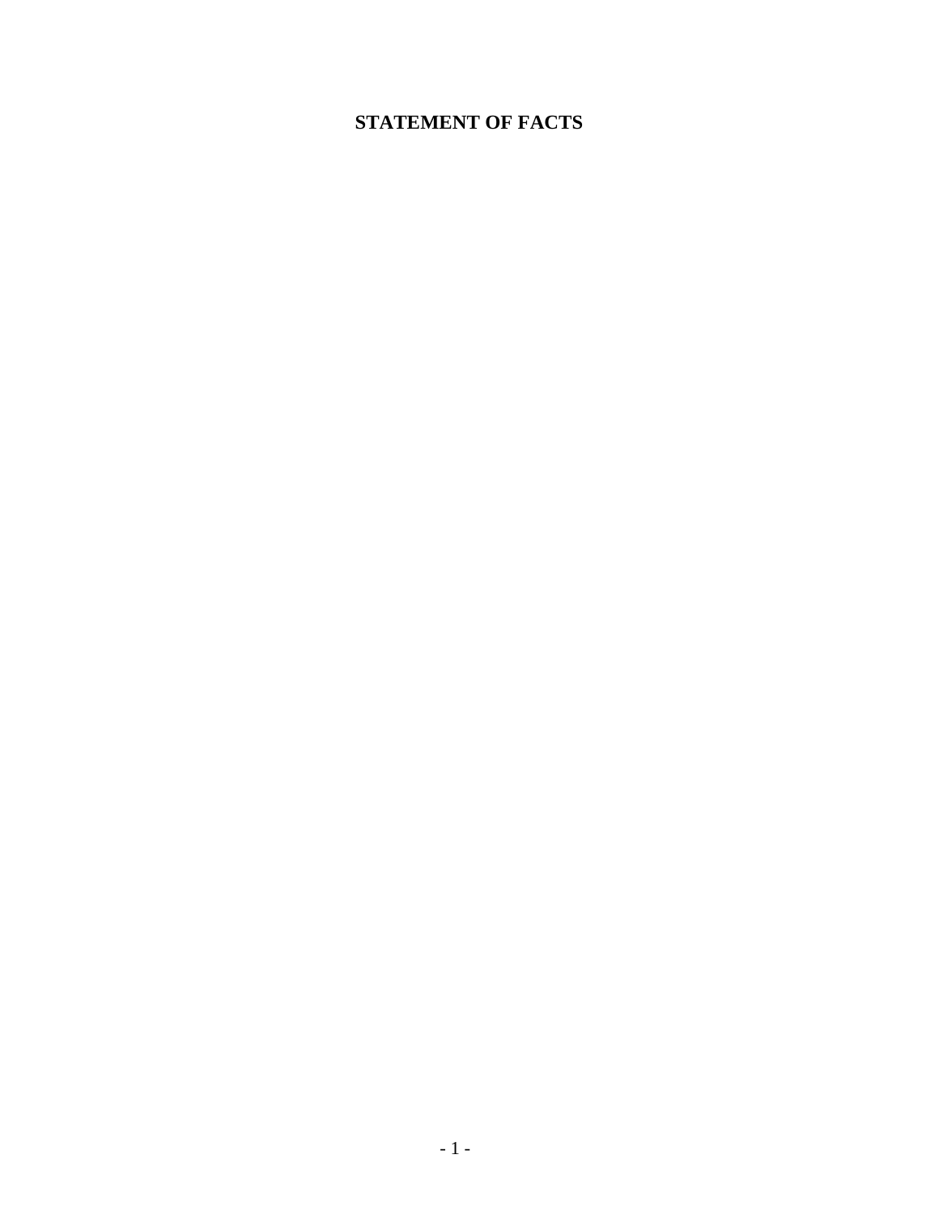## STATEMENT OF FACTS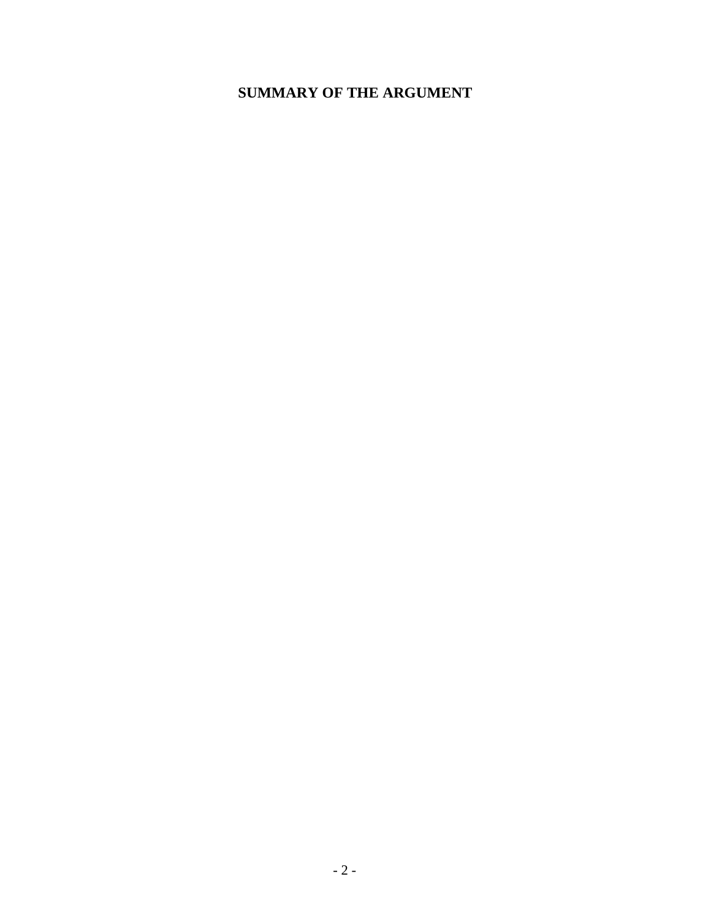## SUMMARY OF THE ARGUMENT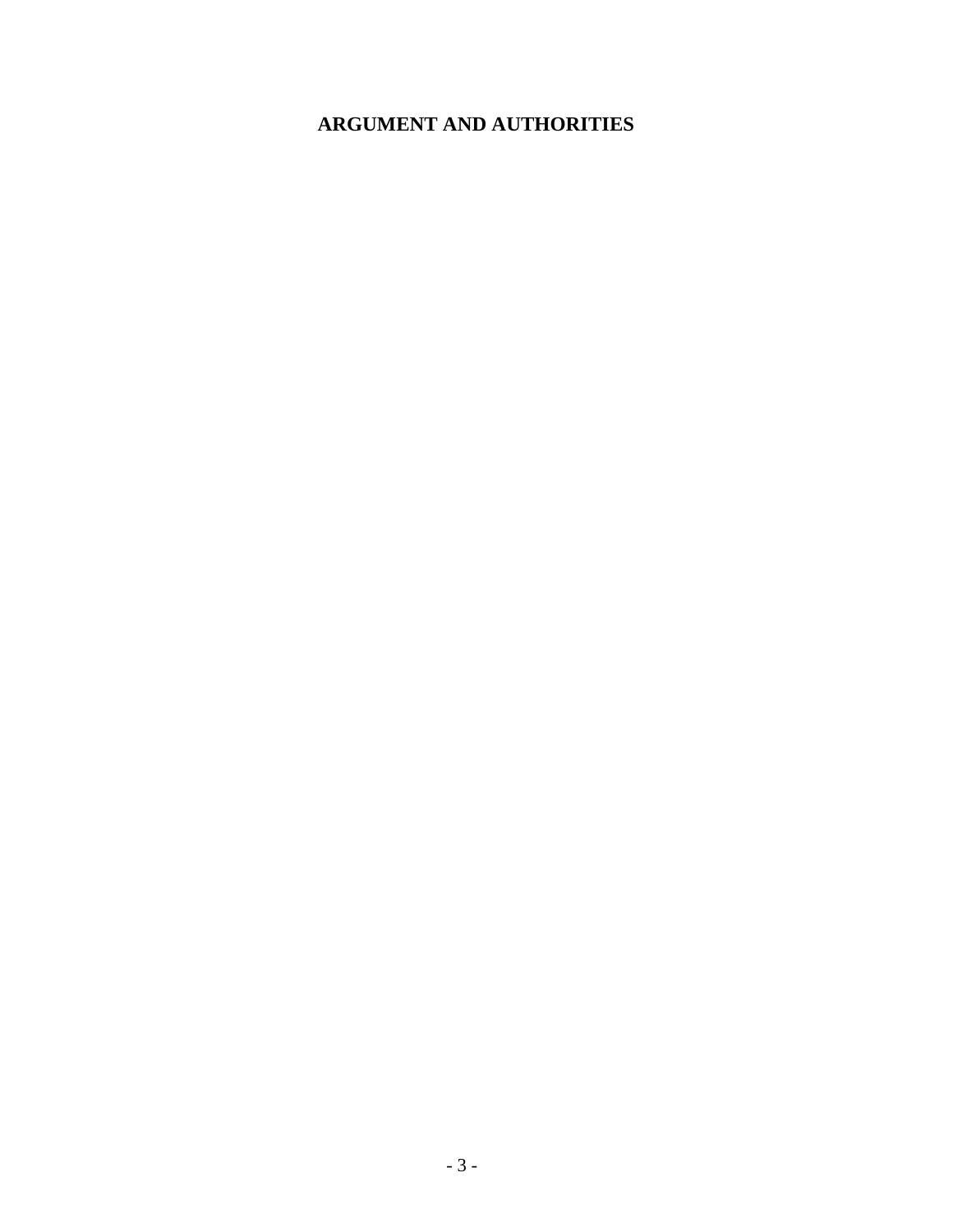## ARGUMENT AND AUTHORITIES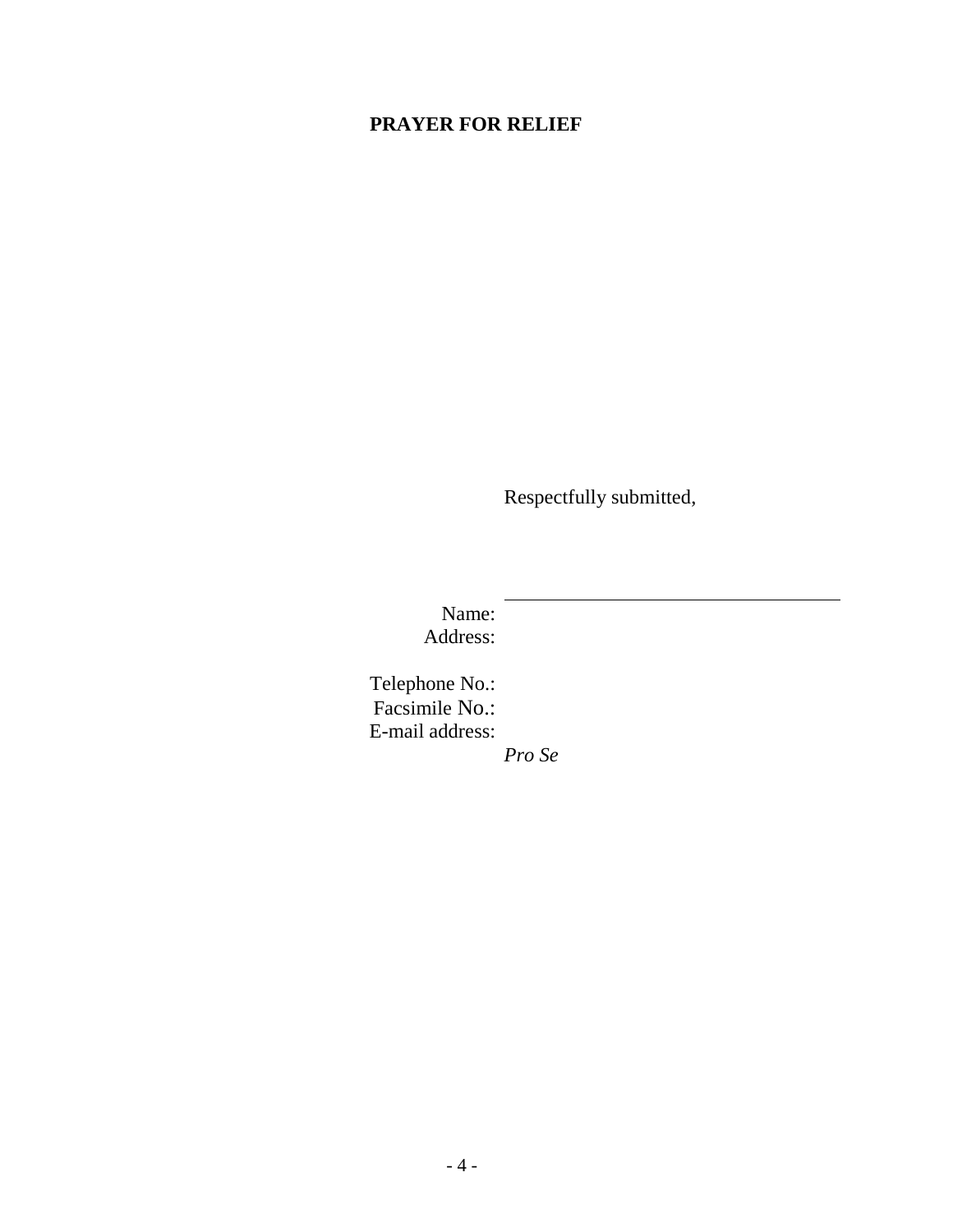**PRAYER FOR RELIEF**

Respectfully submitted,

\_\_\_\_\_\_\_\_\_\_\_\_\_\_\_\_\_\_\_\_\_\_\_\_\_\_\_\_\_\_\_\_\_\_\_

Name:
Address:

Telephone No.:
Facsimile No.:
E-mail address:

*Pro Se*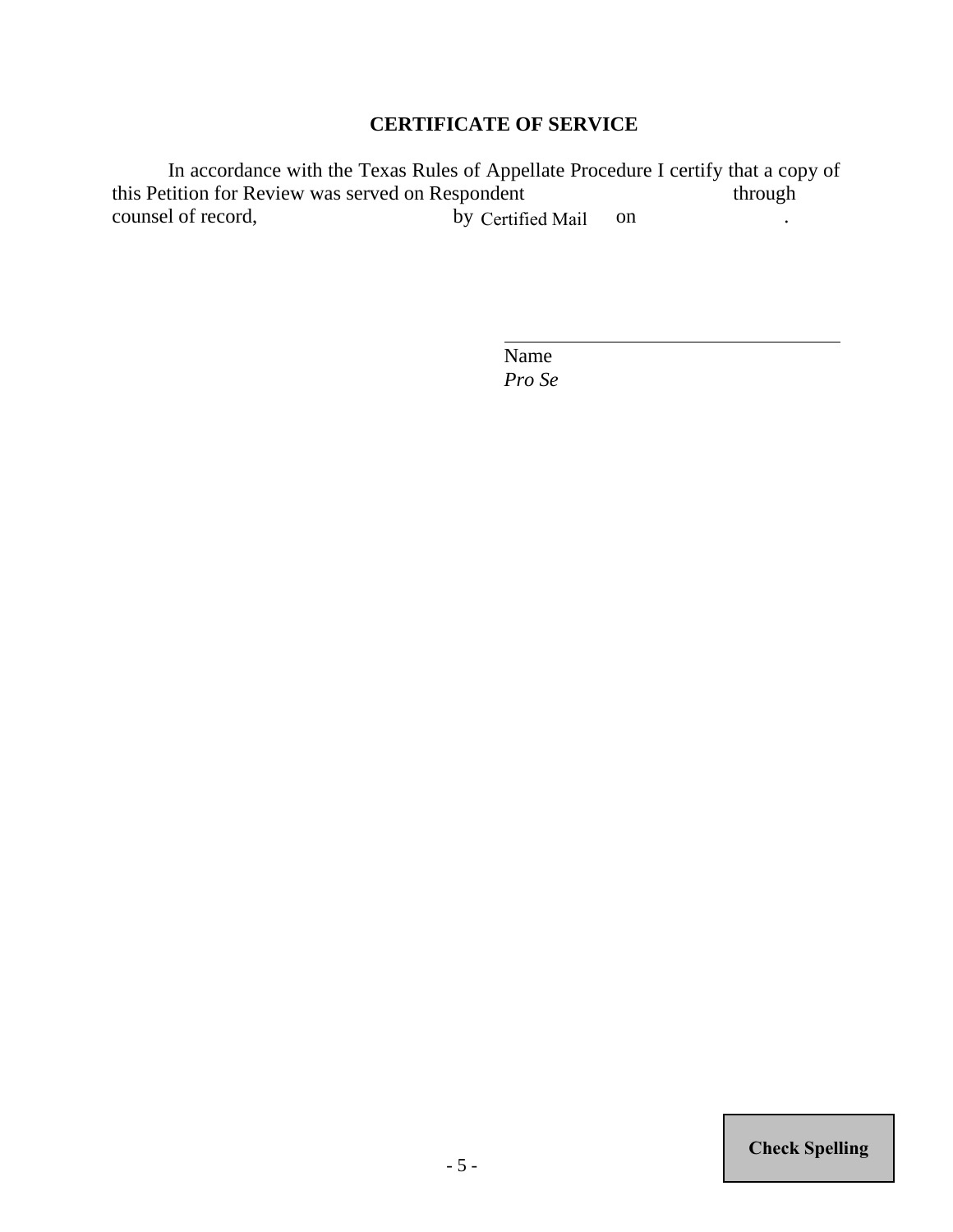## CERTIFICATE OF SERVICE

In accordance with the Texas Rules of Appellate Procedure I certify that a copy of this Petition for Review was served on Respondent                                   through counsel of record,                              by Certified Mail      on                         .

\_\_\_\_\_\_\_\_\_\_\_\_\_\_\_\_\_\_\_\_\_\_\_\_\_\_\_\_\_\_\_\_\_\_\_\_

Name

*Pro Se*

Check Spelling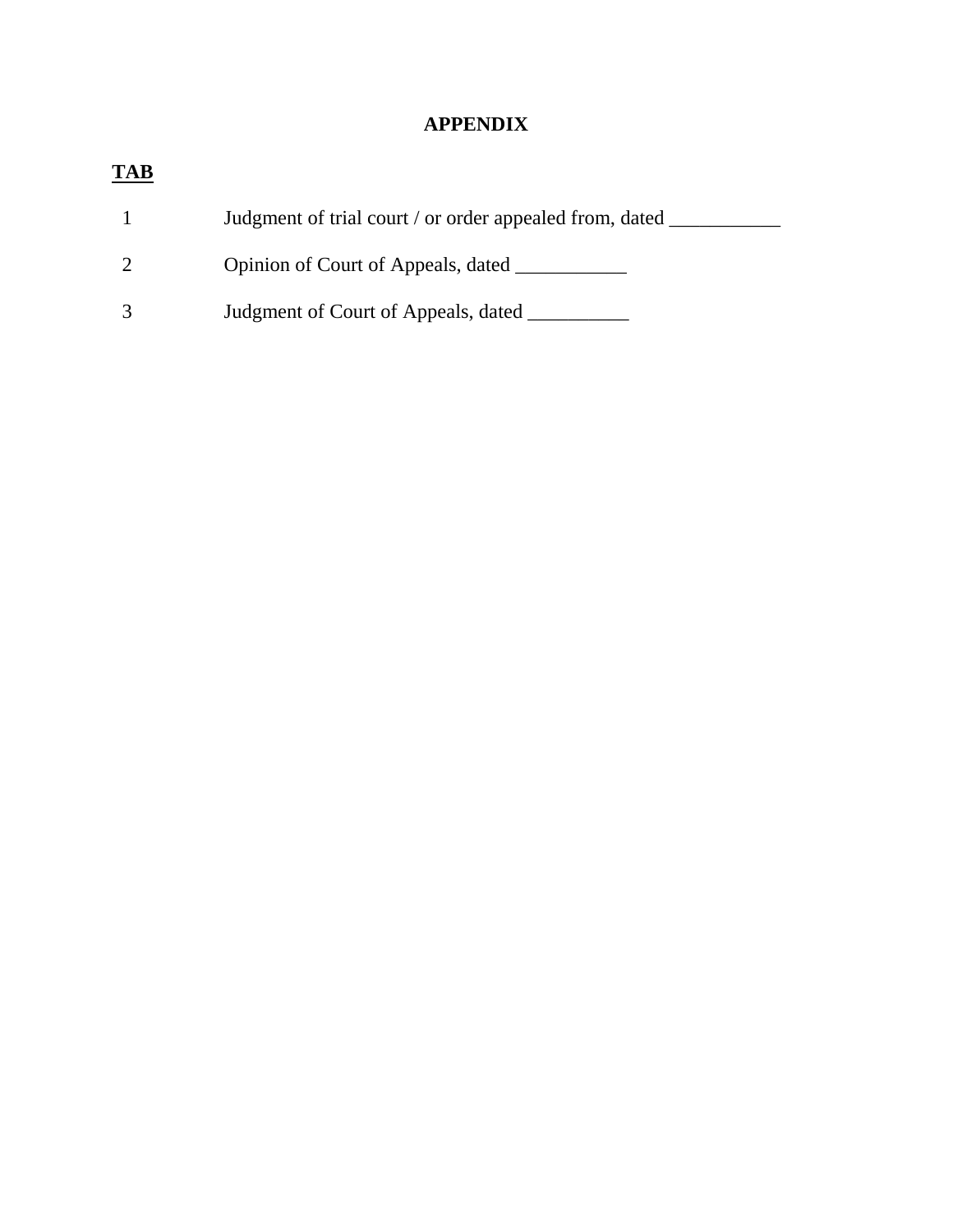## APPENDIX

| TAB | |
|---|---|
| 1 | Judgment of trial court / or order appealed from, dated ___________ |
| 2 | Opinion of Court of Appeals, dated ___________ |
| 3 | Judgment of Court of Appeals, dated __________ |